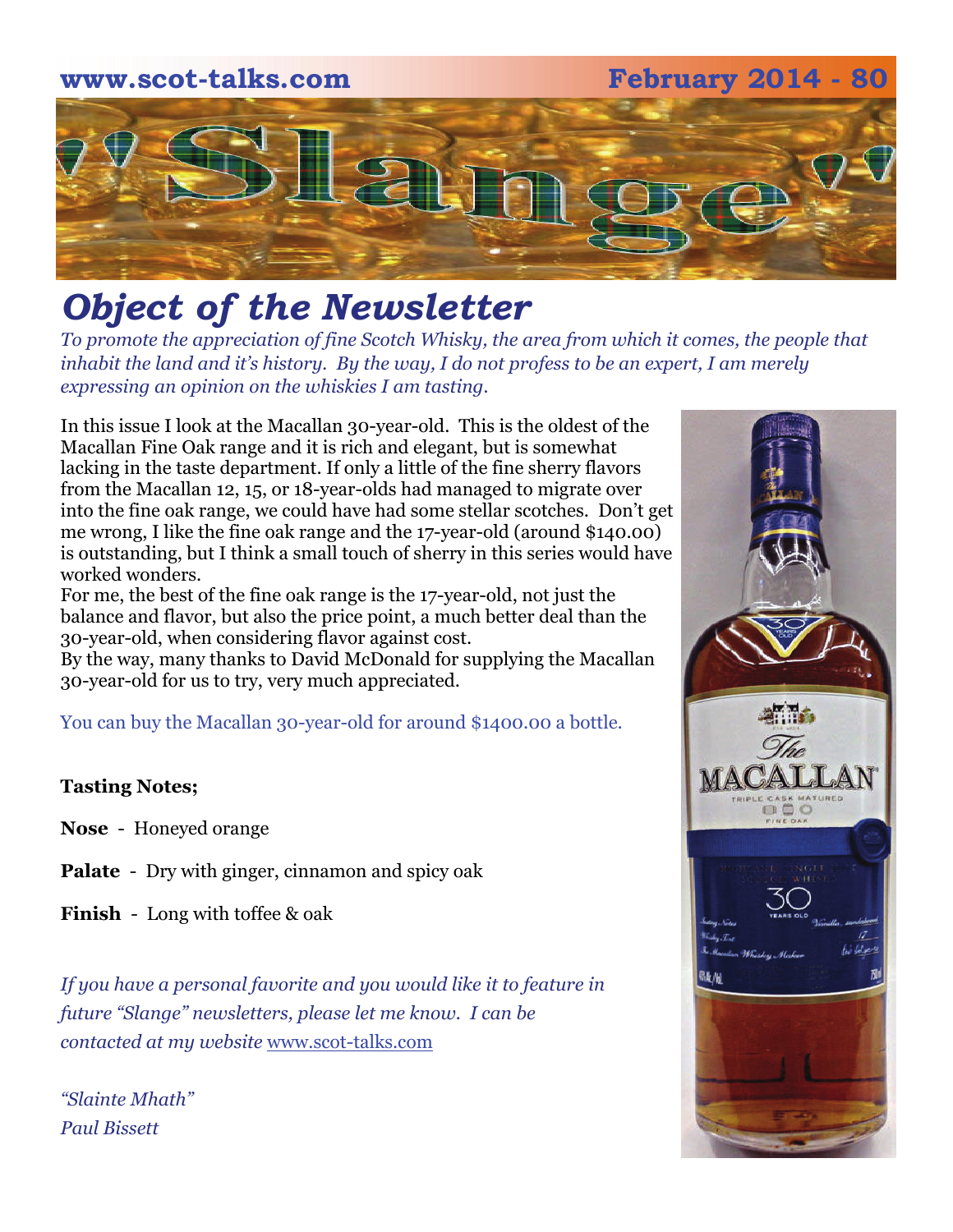www.scot-talks.com February 2014 - 80

# "Slange"

## *Object of the Newsletter*

*To promote the appreciation of fine Scotch Whisky, the area from which it comes, the people that inhabit the land and it's history. By the way, I do not profess to be an expert, I am merely expressing an opinion on the whiskies I am tasting.*

In this issue I look at the Macallan 30-year-old. This is the oldest of the Macallan Fine Oak range and it is rich and elegant, but is somewhat lacking in the taste department. If only a little of the fine sherry flavors from the Macallan 12, 15, or 18-year-olds had managed to migrate over into the fine oak range, we could have had some stellar scotches. Don't get me wrong, I like the fine oak range and the 17-year-old (around $140.00) is outstanding, but I think a small touch of sherry in this series would have worked wonders.

For me, the best of the fine oak range is the 17-year-old, not just the balance and flavor, but also the price point, a much better deal than the 30-year-old, when considering flavor against cost.

By the way, many thanks to David McDonald for supplying the Macallan 30-year-old for us to try, very much appreciated.

You can buy the Macallan 30-year-old for around $1400.00 a bottle.

**Tasting Notes;**

**Nose** - Honeyed orange

**Palate** - Dry with ginger, cinnamon and spicy oak

**Finish** - Long with toffee & oak

*If you have a personal favorite and you would like it to feature in future "Slange" newsletters, please let me know. I can be contacted at my website* www.scot-talks.com

*"Slainte Mhath"*
*Paul Bissett*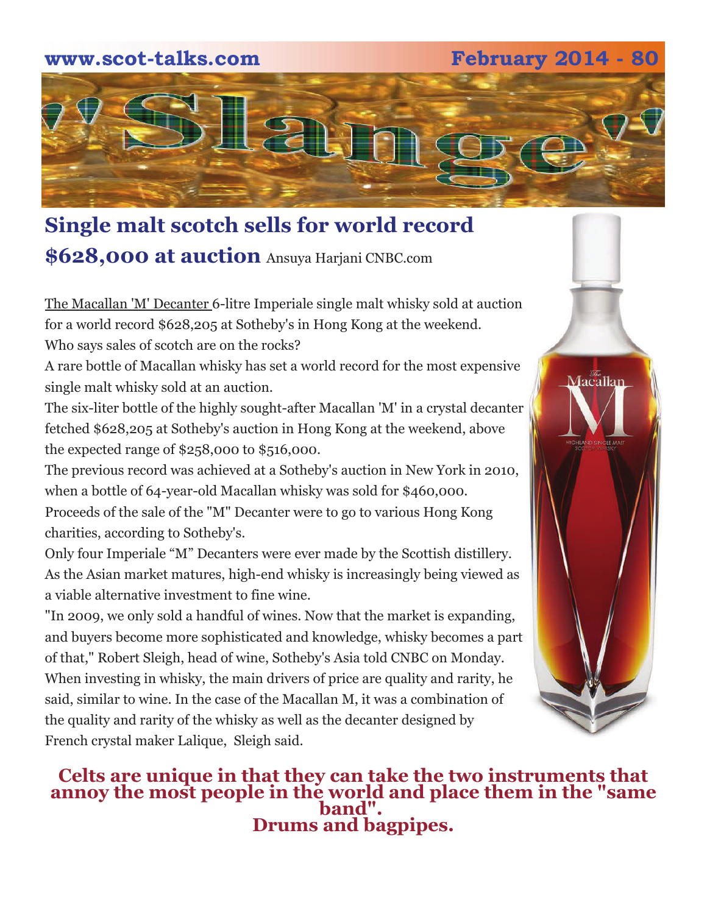## Single malt scotch sells for world record $628,000 at auction

Ansuya Harjani CNBC.com

The Macallan 'M' Decanter 6-litre Imperiale single malt whisky sold at auction for a world record $628,205 at Sotheby's in Hong Kong at the weekend.

Who says sales of scotch are on the rocks?

A rare bottle of Macallan whisky has set a world record for the most expensive single malt whisky sold at an auction.

The six-liter bottle of the highly sought-after Macallan 'M' in a crystal decanter fetched $628,205 at Sotheby's auction in Hong Kong at the weekend, above the expected range of $258,000 to $516,000.

The previous record was achieved at a Sotheby's auction in New York in 2010, when a bottle of 64-year-old Macallan whisky was sold for $460,000.

Proceeds of the sale of the "M" Decanter were to go to various Hong Kong charities, according to Sotheby's.

Only four Imperiale "M" Decanters were ever made by the Scottish distillery.

As the Asian market matures, high-end whisky is increasingly being viewed as a viable alternative investment to fine wine.

"In 2009, we only sold a handful of wines. Now that the market is expanding, and buyers become more sophisticated and knowledge, whisky becomes a part of that," Robert Sleigh, head of wine, Sotheby's Asia told CNBC on Monday.

When investing in whisky, the main drivers of price are quality and rarity, he said, similar to wine. In the case of the Macallan M, it was a combination of the quality and rarity of the whisky as well as the decanter designed by French crystal maker Lalique, Sleigh said.

**Celts are unique in that they can take the two instruments that annoy the most people in the world and place them in the "same band".**
**Drums and bagpipes.**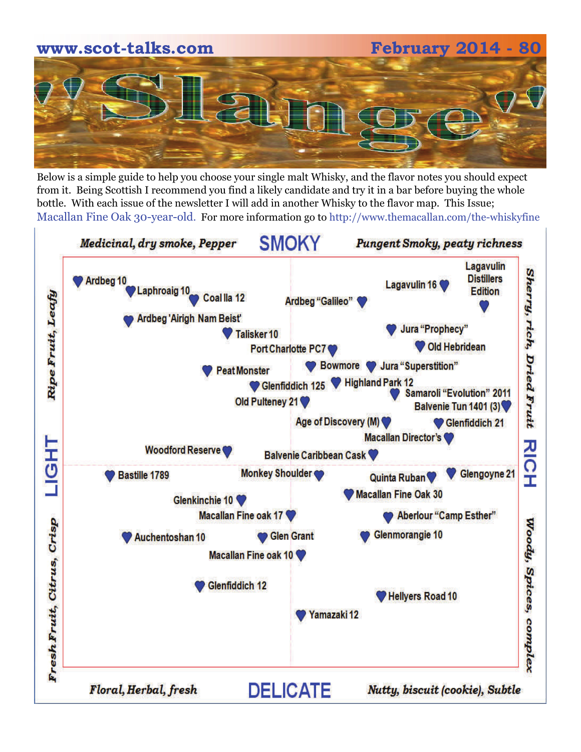# 'Slange'

Below is a simple guide to help you choose your single malt Whisky, and the flavor notes you should expect from it. Being Scottish I recommend you find a likely candidate and try it in a bar before buying the whole bottle. With each issue of the newsletter I will add in another Whisky to the flavor map. This Issue; Macallan Fine Oak 30-year-old. For more information go to http://www.themacallan.com/the-whiskyfine

**SMOKY**

*Medicinal, dry smoke, Pepper* — *Pungent Smoky, peaty richness*

**LIGHT** — *Ripe Fruit, Leafy* / *Fresh Fruit, Citrus, Crisp*

**RICH** — *Sherry, rich, Dried Fruit* / *Woody, Spices, complex*

**DELICATE**

*Floral, Herbal, fresh* — *Nutty, biscuit (cookie), Subtle*

Ardbeg 10
Laphroaig 10
Coal Ila 12
Ardbeg "Galileo"
Lagavulin 16
Lagavulin Distillers Edition
Ardbeg 'Airigh Nam Beist'
Talisker 10
Jura "Prophecy"
Port Charlotte PC7
Old Hebridean
Peat Monster
Bowmore
Jura "Superstition"
Glenfiddich 125
Highland Park 12
Samaroli "Evolution" 2011
Old Pulteney 21
Balvenie Tun 1401 (3)
Age of Discovery (M)
Glenfiddich 21
Macallan Director's
Woodford Reserve
Balvenie Caribbean Cask
Bastille 1789
Monkey Shoulder
Quinta Ruban
Glengoyne 21
Macallan Fine Oak 30
Glenkinchie 10
Macallan Fine oak 17
Aberlour "Camp Esther"
Auchentoshan 10
Glen Grant
Glenmorangie 10
Macallan Fine oak 10
Glenfiddich 12
Hellyers Road 10
Yamazaki 12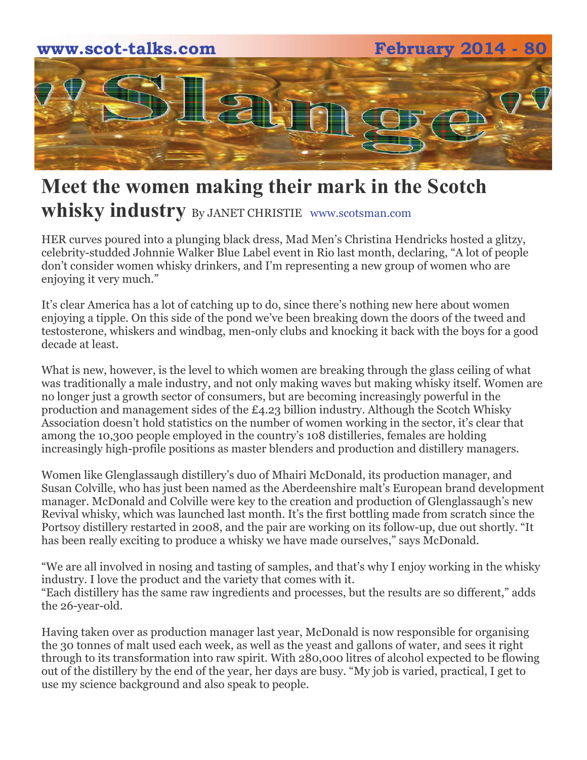# Meet the women making their mark in the Scotch whisky industry

By JANET CHRISTIE www.scotsman.com

HER curves poured into a plunging black dress, Mad Men's Christina Hendricks hosted a glitzy, celebrity-studded Johnnie Walker Blue Label event in Rio last month, declaring, "A lot of people don't consider women whisky drinkers, and I'm representing a new group of women who are enjoying it very much."

It's clear America has a lot of catching up to do, since there's nothing new here about women enjoying a tipple. On this side of the pond we've been breaking down the doors of the tweed and testosterone, whiskers and windbag, men-only clubs and knocking it back with the boys for a good decade at least.

What is new, however, is the level to which women are breaking through the glass ceiling of what was traditionally a male industry, and not only making waves but making whisky itself. Women are no longer just a growth sector of consumers, but are becoming increasingly powerful in the production and management sides of the £4.23 billion industry. Although the Scotch Whisky Association doesn't hold statistics on the number of women working in the sector, it's clear that among the 10,300 people employed in the country's 108 distilleries, females are holding increasingly high-profile positions as master blenders and production and distillery managers.

Women like Glenglassaugh distillery's duo of Mhairi McDonald, its production manager, and Susan Colville, who has just been named as the Aberdeenshire malt's European brand development manager. McDonald and Colville were key to the creation and production of Glenglassaugh's new Revival whisky, which was launched last month. It's the first bottling made from scratch since the Portsoy distillery restarted in 2008, and the pair are working on its follow-up, due out shortly. "It has been really exciting to produce a whisky we have made ourselves," says McDonald.

"We are all involved in nosing and tasting of samples, and that's why I enjoy working in the whisky industry. I love the product and the variety that comes with it.
"Each distillery has the same raw ingredients and processes, but the results are so different," adds the 26-year-old.

Having taken over as production manager last year, McDonald is now responsible for organising the 30 tonnes of malt used each week, as well as the yeast and gallons of water, and sees it right through to its transformation into raw spirit. With 280,000 litres of alcohol expected to be flowing out of the distillery by the end of the year, her days are busy. "My job is varied, practical, I get to use my science background and also speak to people.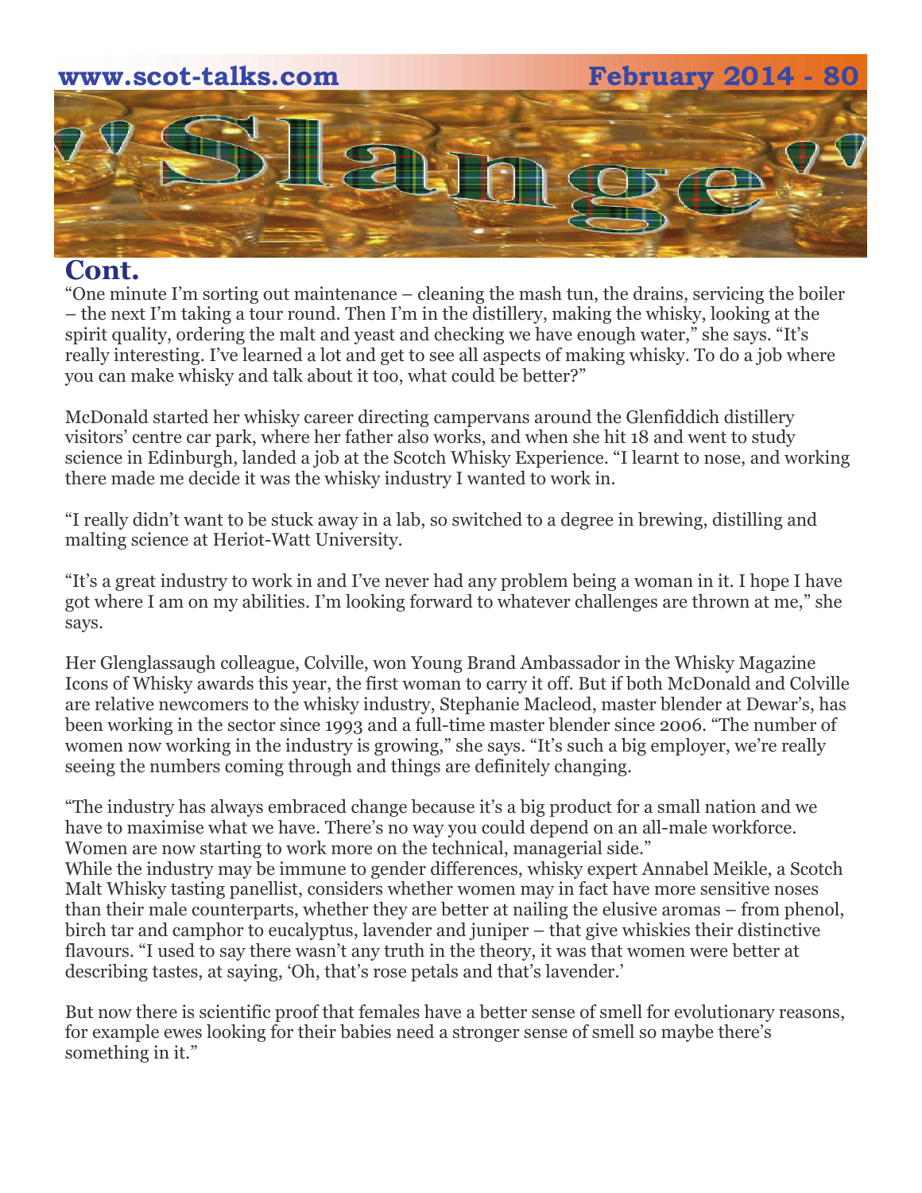## Cont.

"One minute I'm sorting out maintenance – cleaning the mash tun, the drains, servicing the boiler – the next I'm taking a tour round. Then I'm in the distillery, making the whisky, looking at the spirit quality, ordering the malt and yeast and checking we have enough water," she says. "It's really interesting. I've learned a lot and get to see all aspects of making whisky. To do a job where you can make whisky and talk about it too, what could be better?"

McDonald started her whisky career directing campervans around the Glenfiddich distillery visitors' centre car park, where her father also works, and when she hit 18 and went to study science in Edinburgh, landed a job at the Scotch Whisky Experience. "I learnt to nose, and working there made me decide it was the whisky industry I wanted to work in.

"I really didn't want to be stuck away in a lab, so switched to a degree in brewing, distilling and malting science at Heriot-Watt University.

"It's a great industry to work in and I've never had any problem being a woman in it. I hope I have got where I am on my abilities. I'm looking forward to whatever challenges are thrown at me," she says.

Her Glenglassaugh colleague, Colville, won Young Brand Ambassador in the Whisky Magazine Icons of Whisky awards this year, the first woman to carry it off. But if both McDonald and Colville are relative newcomers to the whisky industry, Stephanie Macleod, master blender at Dewar's, has been working in the sector since 1993 and a full-time master blender since 2006. "The number of women now working in the industry is growing," she says. "It's such a big employer, we're really seeing the numbers coming through and things are definitely changing.

"The industry has always embraced change because it's a big product for a small nation and we have to maximise what we have. There's no way you could depend on an all-male workforce. Women are now starting to work more on the technical, managerial side."

While the industry may be immune to gender differences, whisky expert Annabel Meikle, a Scotch Malt Whisky tasting panellist, considers whether women may in fact have more sensitive noses than their male counterparts, whether they are better at nailing the elusive aromas – from phenol, birch tar and camphor to eucalyptus, lavender and juniper – that give whiskies their distinctive flavours. "I used to say there wasn't any truth in the theory, it was that women were better at describing tastes, at saying, 'Oh, that's rose petals and that's lavender.'

But now there is scientific proof that females have a better sense of smell for evolutionary reasons, for example ewes looking for their babies need a stronger sense of smell so maybe there's something in it."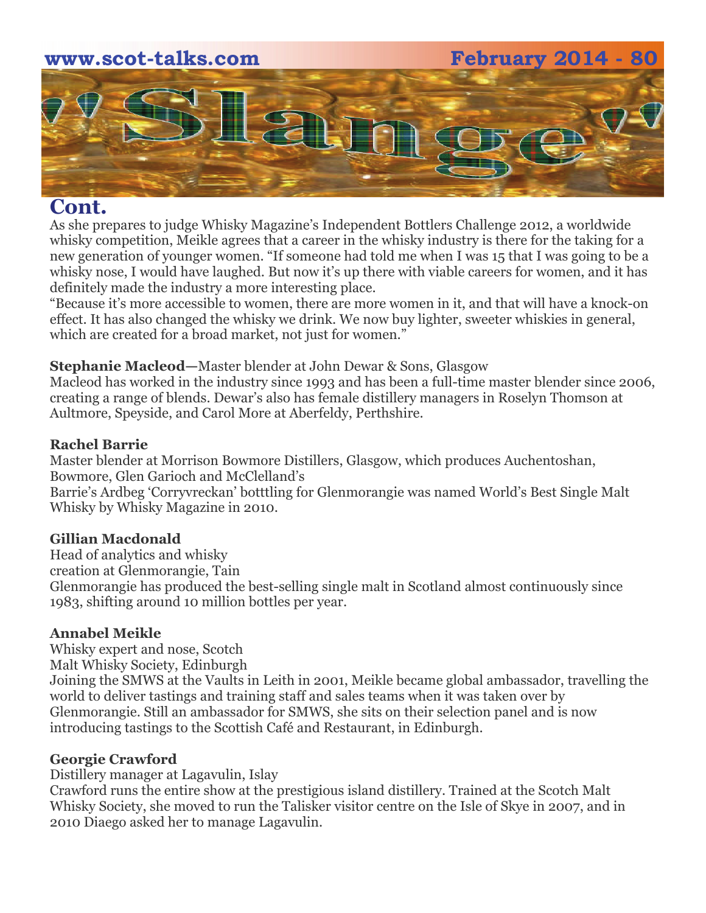## Cont.

As she prepares to judge Whisky Magazine's Independent Bottlers Challenge 2012, a worldwide whisky competition, Meikle agrees that a career in the whisky industry is there for the taking for a new generation of younger women. "If someone had told me when I was 15 that I was going to be a whisky nose, I would have laughed. But now it's up there with viable careers for women, and it has definitely made the industry a more interesting place.

"Because it's more accessible to women, there are more women in it, and that will have a knock-on effect. It has also changed the whisky we drink. We now buy lighter, sweeter whiskies in general, which are created for a broad market, not just for women."

**Stephanie Macleod—**Master blender at John Dewar & Sons, Glasgow
Macleod has worked in the industry since 1993 and has been a full-time master blender since 2006, creating a range of blends. Dewar's also has female distillery managers in Roselyn Thomson at Aultmore, Speyside, and Carol More at Aberfeldy, Perthshire.

**Rachel Barrie**
Master blender at Morrison Bowmore Distillers, Glasgow, which produces Auchentoshan, Bowmore, Glen Garioch and McClelland's
Barrie's Ardbeg 'Corryvreckan' botttling for Glenmorangie was named World's Best Single Malt Whisky by Whisky Magazine in 2010.

**Gillian Macdonald**
Head of analytics and whisky creation at Glenmorangie, Tain
Glenmorangie has produced the best-selling single malt in Scotland almost continuously since 1983, shifting around 10 million bottles per year.

**Annabel Meikle**
Whisky expert and nose, Scotch Malt Whisky Society, Edinburgh
Joining the SMWS at the Vaults in Leith in 2001, Meikle became global ambassador, travelling the world to deliver tastings and training staff and sales teams when it was taken over by Glenmorangie. Still an ambassador for SMWS, she sits on their selection panel and is now introducing tastings to the Scottish Café and Restaurant, in Edinburgh.

**Georgie Crawford**
Distillery manager at Lagavulin, Islay
Crawford runs the entire show at the prestigious island distillery. Trained at the Scotch Malt Whisky Society, she moved to run the Talisker visitor centre on the Isle of Skye in 2007, and in 2010 Diaego asked her to manage Lagavulin.